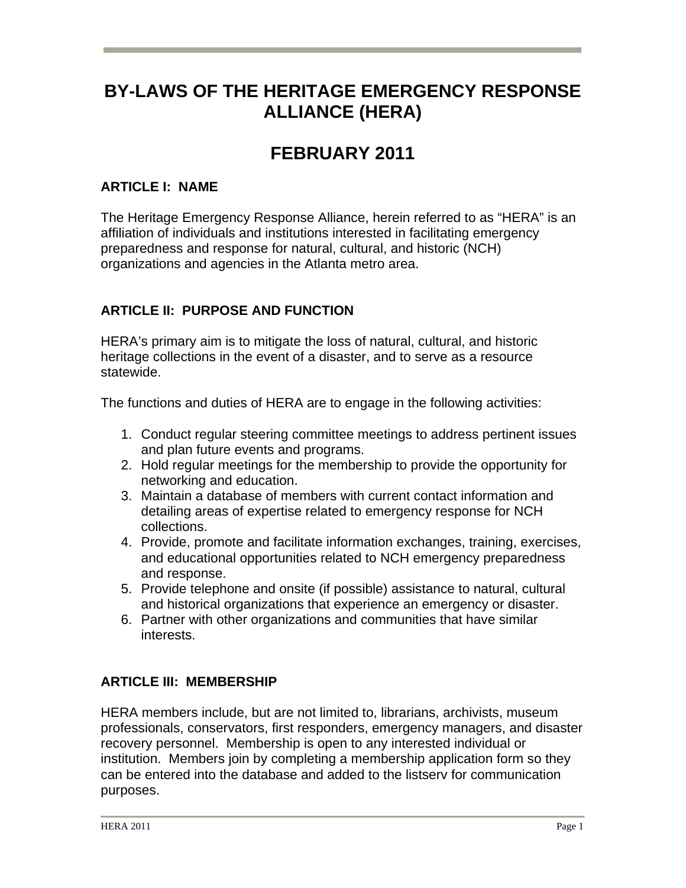# BY-LAWS OF THE HERITAGE EMERGENCY RESPONSE ALLIANCE (HERA)

# FEBRUARY 2011

## ARTICLE I: NAME

The Heritage Emergency Response Alliance, herein referred to as "HERA" is an affiliation of individuals and institutions interested in facilitating emergency preparedness and response for natural, cultural, and historic (NCH) organizations and agencies in the Atlanta metro area.

## ARTICLE II: PURPOSE AND FUNCTION

HERA's primary aim is to mitigate the loss of natural, cultural, and historic heritage collections in the event of a disaster, and to serve as a resource statewide.

The functions and duties of HERA are to engage in the following activities:

1. Conduct regular steering committee meetings to address pertinent issues and plan future events and programs.
2. Hold regular meetings for the membership to provide the opportunity for networking and education.
3. Maintain a database of members with current contact information and detailing areas of expertise related to emergency response for NCH collections.
4. Provide, promote and facilitate information exchanges, training, exercises, and educational opportunities related to NCH emergency preparedness and response.
5. Provide telephone and onsite (if possible) assistance to natural, cultural and historical organizations that experience an emergency or disaster.
6. Partner with other organizations and communities that have similar interests.

## ARTICLE III: MEMBERSHIP

HERA members include, but are not limited to, librarians, archivists, museum professionals, conservators, first responders, emergency managers, and disaster recovery personnel. Membership is open to any interested individual or institution. Members join by completing a membership application form so they can be entered into the database and added to the listserv for communication purposes.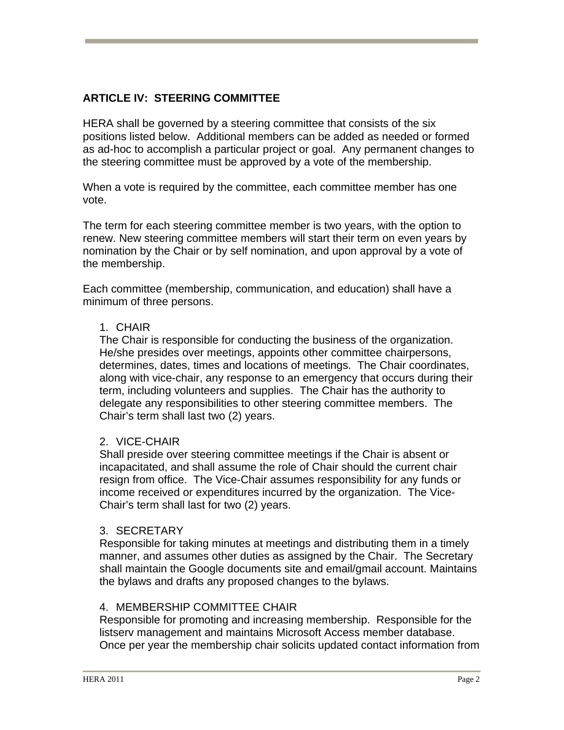## ARTICLE IV: STEERING COMMITTEE

HERA shall be governed by a steering committee that consists of the six positions listed below. Additional members can be added as needed or formed as ad-hoc to accomplish a particular project or goal. Any permanent changes to the steering committee must be approved by a vote of the membership.

When a vote is required by the committee, each committee member has one vote.

The term for each steering committee member is two years, with the option to renew. New steering committee members will start their term on even years by nomination by the Chair or by self nomination, and upon approval by a vote of the membership.

Each committee (membership, communication, and education) shall have a minimum of three persons.

1. CHAIR
The Chair is responsible for conducting the business of the organization. He/she presides over meetings, appoints other committee chairpersons, determines, dates, times and locations of meetings. The Chair coordinates, along with vice-chair, any response to an emergency that occurs during their term, including volunteers and supplies. The Chair has the authority to delegate any responsibilities to other steering committee members. The Chair's term shall last two (2) years.

2. VICE-CHAIR
Shall preside over steering committee meetings if the Chair is absent or incapacitated, and shall assume the role of Chair should the current chair resign from office. The Vice-Chair assumes responsibility for any funds or income received or expenditures incurred by the organization. The Vice-Chair's term shall last for two (2) years.

3. SECRETARY
Responsible for taking minutes at meetings and distributing them in a timely manner, and assumes other duties as assigned by the Chair. The Secretary shall maintain the Google documents site and email/gmail account. Maintains the bylaws and drafts any proposed changes to the bylaws.

4. MEMBERSHIP COMMITTEE CHAIR
Responsible for promoting and increasing membership. Responsible for the listserv management and maintains Microsoft Access member database. Once per year the membership chair solicits updated contact information from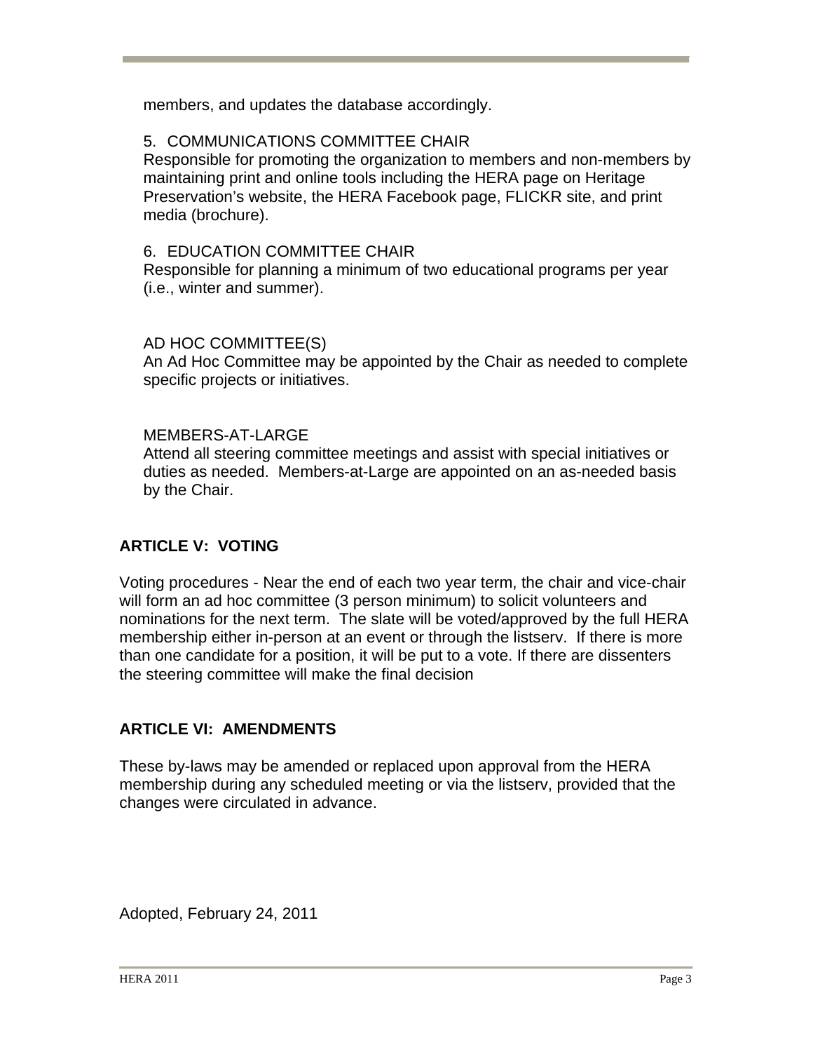members, and updates the database accordingly.

5. COMMUNICATIONS COMMITTEE CHAIR
Responsible for promoting the organization to members and non-members by maintaining print and online tools including the HERA page on Heritage Preservation's website, the HERA Facebook page, FLICKR site, and print media (brochure).

6. EDUCATION COMMITTEE CHAIR
Responsible for planning a minimum of two educational programs per year (i.e., winter and summer).

AD HOC COMMITTEE(S)
An Ad Hoc Committee may be appointed by the Chair as needed to complete specific projects or initiatives.

MEMBERS-AT-LARGE
Attend all steering committee meetings and assist with special initiatives or duties as needed. Members-at-Large are appointed on an as-needed basis by the Chair.

**ARTICLE V: VOTING**

Voting procedures - Near the end of each two year term, the chair and vice-chair will form an ad hoc committee (3 person minimum) to solicit volunteers and nominations for the next term. The slate will be voted/approved by the full HERA membership either in-person at an event or through the listserv. If there is more than one candidate for a position, it will be put to a vote. If there are dissenters the steering committee will make the final decision

**ARTICLE VI: AMENDMENTS**

These by-laws may be amended or replaced upon approval from the HERA membership during any scheduled meeting or via the listserv, provided that the changes were circulated in advance.

Adopted, February 24, 2011